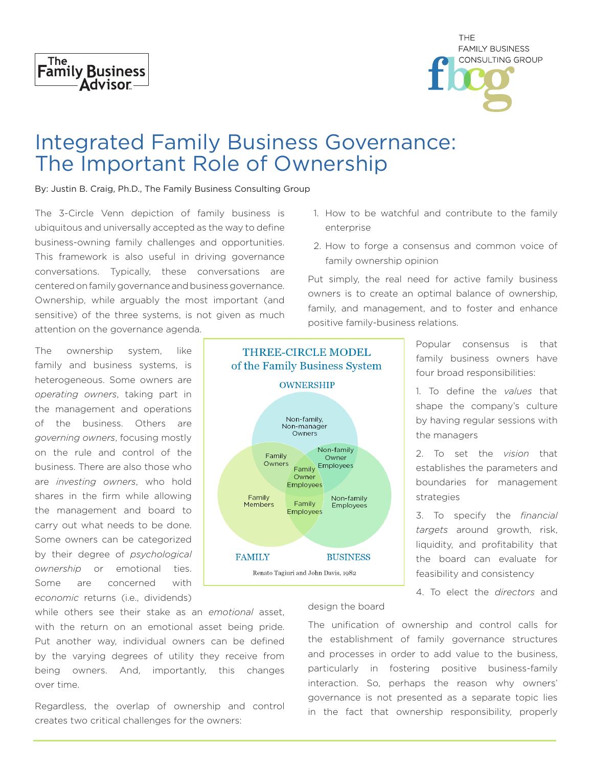# Integrated Family Business Governance: The Important Role of Ownership

By: Justin B. Craig, Ph.D., The Family Business Consulting Group

The 3-Circle Venn depiction of family business is ubiquitous and universally accepted as the way to define business-owning family challenges and opportunities. This framework is also useful in driving governance conversations. Typically, these conversations are centered on family governance and business governance. Ownership, while arguably the most important (and sensitive) of the three systems, is not given as much attention on the governance agenda.

The ownership system, like family and business systems, is heterogeneous. Some owners are *operating owners*, taking part in the management and operations of the business. Others are *governing owners*, focusing mostly on the rule and control of the business. There are also those who are *investing owners*, who hold shares in the firm while allowing the management and board to carry out what needs to be done. Some owners can be categorized by their degree of *psychological ownership* or emotional ties. Some are concerned with *economic* returns (i.e., dividends) while others see their stake as an *emotional* asset, with the return on an emotional asset being pride. Put another way, individual owners can be defined by the varying degrees of utility they receive from being owners. And, importantly, this changes over time.

**THREE-CIRCLE MODEL of the Family Business System**

OWNERSHIP: Non-family, Non-manager Owners

Family Owners | Non-family Owner Employees | Family Owner Employees

FAMILY: Family Members | Family Employees | BUSINESS: Non-family Employees

Renato Tagiuri and John Davis, 1982

Regardless, the overlap of ownership and control creates two critical challenges for the owners:

1. How to be watchful and contribute to the family enterprise
2. How to forge a consensus and common voice of family ownership opinion

Put simply, the real need for active family business owners is to create an optimal balance of ownership, family, and management, and to foster and enhance positive family-business relations.

Popular consensus is that family business owners have four broad responsibilities:

1. To define the *values* that shape the company's culture by having regular sessions with the managers
2. To set the *vision* that establishes the parameters and boundaries for management strategies
3. To specify the *financial targets* around growth, risk, liquidity, and profitability that the board can evaluate for feasibility and consistency
4. To elect the *directors* and design the board

The unification of ownership and control calls for the establishment of family governance structures and processes in order to add value to the business, particularly in fostering positive business-family interaction. So, perhaps the reason why owners' governance is not presented as a separate topic lies in the fact that ownership responsibility, properly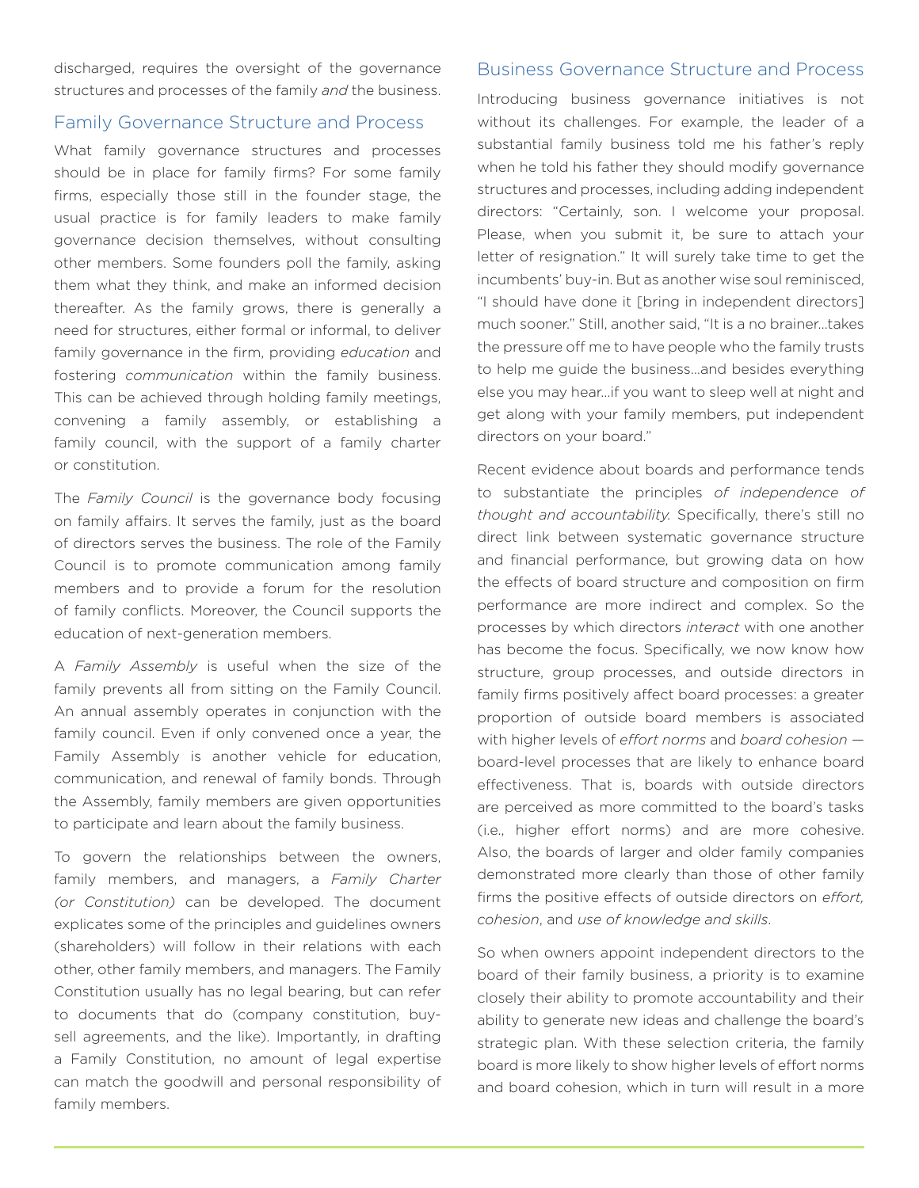discharged, requires the oversight of the governance structures and processes of the family *and* the business.

## Family Governance Structure and Process

What family governance structures and processes should be in place for family firms? For some family firms, especially those still in the founder stage, the usual practice is for family leaders to make family governance decision themselves, without consulting other members. Some founders poll the family, asking them what they think, and make an informed decision thereafter. As the family grows, there is generally a need for structures, either formal or informal, to deliver family governance in the firm, providing *education* and fostering *communication* within the family business. This can be achieved through holding family meetings, convening a family assembly, or establishing a family council, with the support of a family charter or constitution.

The *Family Council* is the governance body focusing on family affairs. It serves the family, just as the board of directors serves the business. The role of the Family Council is to promote communication among family members and to provide a forum for the resolution of family conflicts. Moreover, the Council supports the education of next-generation members.

A *Family Assembly* is useful when the size of the family prevents all from sitting on the Family Council. An annual assembly operates in conjunction with the family council. Even if only convened once a year, the Family Assembly is another vehicle for education, communication, and renewal of family bonds. Through the Assembly, family members are given opportunities to participate and learn about the family business.

To govern the relationships between the owners, family members, and managers, a *Family Charter (or Constitution)* can be developed. The document explicates some of the principles and guidelines owners (shareholders) will follow in their relations with each other, other family members, and managers. The Family Constitution usually has no legal bearing, but can refer to documents that do (company constitution, buy-sell agreements, and the like). Importantly, in drafting a Family Constitution, no amount of legal expertise can match the goodwill and personal responsibility of family members.

## Business Governance Structure and Process

Introducing business governance initiatives is not without its challenges. For example, the leader of a substantial family business told me his father's reply when he told his father they should modify governance structures and processes, including adding independent directors: "Certainly, son. I welcome your proposal. Please, when you submit it, be sure to attach your letter of resignation." It will surely take time to get the incumbents' buy-in. But as another wise soul reminisced, "I should have done it [bring in independent directors] much sooner." Still, another said, "It is a no brainer...takes the pressure off me to have people who the family trusts to help me guide the business...and besides everything else you may hear...if you want to sleep well at night and get along with your family members, put independent directors on your board."

Recent evidence about boards and performance tends to substantiate the principles *of independence of thought and accountability.* Specifically, there's still no direct link between systematic governance structure and financial performance, but growing data on how the effects of board structure and composition on firm performance are more indirect and complex. So the processes by which directors *interact* with one another has become the focus. Specifically, we now know how structure, group processes, and outside directors in family firms positively affect board processes: a greater proportion of outside board members is associated with higher levels of *effort norms* and *board cohesion* — board-level processes that are likely to enhance board effectiveness. That is, boards with outside directors are perceived as more committed to the board's tasks (i.e., higher effort norms) and are more cohesive. Also, the boards of larger and older family companies demonstrated more clearly than those of other family firms the positive effects of outside directors on *effort, cohesion*, and *use of knowledge and skills*.

So when owners appoint independent directors to the board of their family business, a priority is to examine closely their ability to promote accountability and their ability to generate new ideas and challenge the board's strategic plan. With these selection criteria, the family board is more likely to show higher levels of effort norms and board cohesion, which in turn will result in a more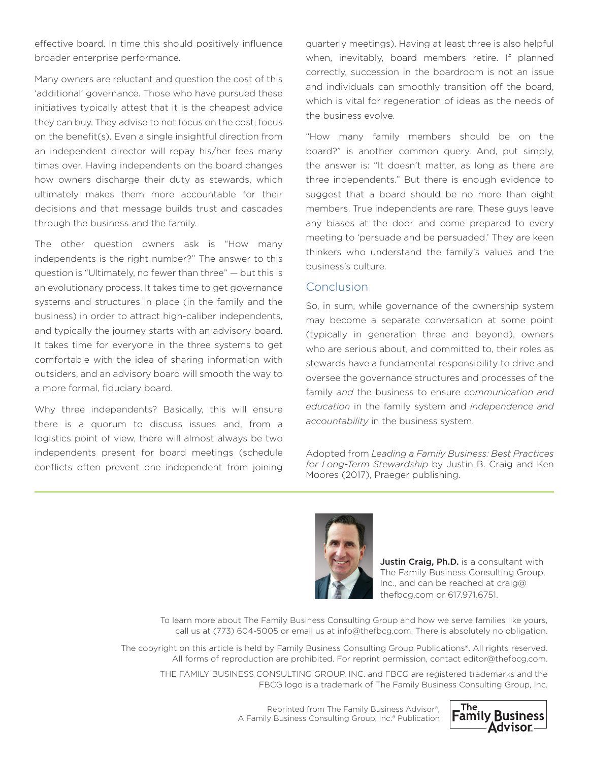effective board. In time this should positively influence broader enterprise performance.

Many owners are reluctant and question the cost of this 'additional' governance. Those who have pursued these initiatives typically attest that it is the cheapest advice they can buy. They advise to not focus on the cost; focus on the benefit(s). Even a single insightful direction from an independent director will repay his/her fees many times over. Having independents on the board changes how owners discharge their duty as stewards, which ultimately makes them more accountable for their decisions and that message builds trust and cascades through the business and the family.

The other question owners ask is "How many independents is the right number?" The answer to this question is "Ultimately, no fewer than three" — but this is an evolutionary process. It takes time to get governance systems and structures in place (in the family and the business) in order to attract high-caliber independents, and typically the journey starts with an advisory board. It takes time for everyone in the three systems to get comfortable with the idea of sharing information with outsiders, and an advisory board will smooth the way to a more formal, fiduciary board.

Why three independents? Basically, this will ensure there is a quorum to discuss issues and, from a logistics point of view, there will almost always be two independents present for board meetings (schedule conflicts often prevent one independent from joining quarterly meetings). Having at least three is also helpful when, inevitably, board members retire. If planned correctly, succession in the boardroom is not an issue and individuals can smoothly transition off the board, which is vital for regeneration of ideas as the needs of the business evolve.

"How many family members should be on the board?" is another common query. And, put simply, the answer is: "It doesn't matter, as long as there are three independents." But there is enough evidence to suggest that a board should be no more than eight members. True independents are rare. These guys leave any biases at the door and come prepared to every meeting to 'persuade and be persuaded.' They are keen thinkers who understand the family's values and the business's culture.

## Conclusion

So, in sum, while governance of the ownership system may become a separate conversation at some point (typically in generation three and beyond), owners who are serious about, and committed to, their roles as stewards have a fundamental responsibility to drive and oversee the governance structures and processes of the family *and* the business to ensure *communication and education* in the family system and *independence and accountability* in the business system.

Adopted from *Leading a Family Business: Best Practices for Long-Term Stewardship* by Justin B. Craig and Ken Moores (2017), Praeger publishing.

**Justin Craig, Ph.D.** is a consultant with The Family Business Consulting Group, Inc., and can be reached at craig@thefbcg.com or 617.971.6751.

To learn more about The Family Business Consulting Group and how we serve families like yours, call us at (773) 604-5005 or email us at info@thefbcg.com. There is absolutely no obligation.

The copyright on this article is held by Family Business Consulting Group Publications®. All rights reserved. All forms of reproduction are prohibited. For reprint permission, contact editor@thefbcg.com.

THE FAMILY BUSINESS CONSULTING GROUP, INC. and FBCG are registered trademarks and the FBCG logo is a trademark of The Family Business Consulting Group, Inc.

Reprinted from The Family Business Advisor®, A Family Business Consulting Group, Inc.® Publication

The Family Business Advisor